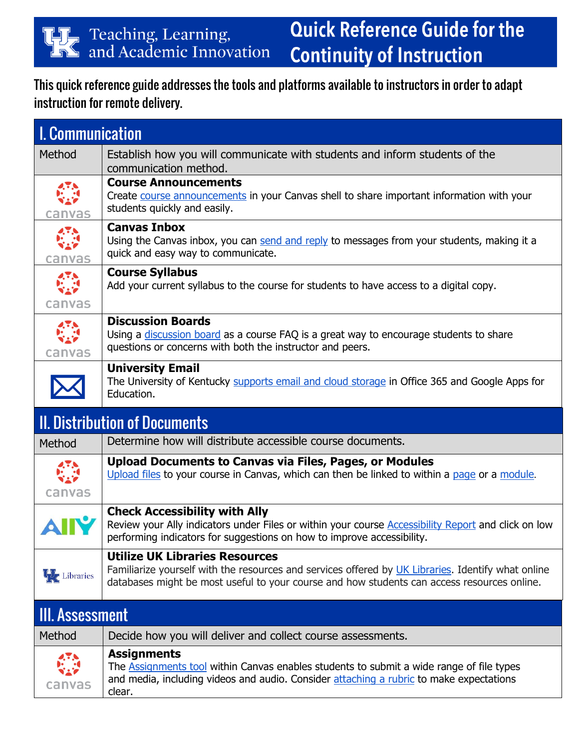# Teaching, Learning, and Academic Innovation

# Quick Reference Guide for the Continuity of Instruction

**This quick reference guide addresses the tools and platforms available to instructors in order to adapt instruction for remote delivery.**

## I. Communication

| | |
|---|---|
| Method | Establish how you will communicate with students and inform students of the communication method. |
| canvas | **Course Announcements**<br>Create course announcements in your Canvas shell to share important information with your students quickly and easily. |
| canvas | **Canvas Inbox**<br>Using the Canvas inbox, you can send and reply to messages from your students, making it a quick and easy way to communicate. |
| canvas | **Course Syllabus**<br>Add your current syllabus to the course for students to have access to a digital copy. |
| canvas | **Discussion Boards**<br>Using a discussion board as a course FAQ is a great way to encourage students to share questions or concerns with both the instructor and peers. |
| | **University Email**<br>The University of Kentucky supports email and cloud storage in Office 365 and Google Apps for Education. |

## II. Distribution of Documents

| | |
|---|---|
| Method | Determine how will distribute accessible course documents. |
| canvas | **Upload Documents to Canvas via Files, Pages, or Modules**<br>Upload files to your course in Canvas, which can then be linked to within a page or a module. |
| Ally | **Check Accessibility with Ally**<br>Review your Ally indicators under Files or within your course Accessibility Report and click on low performing indicators for suggestions on how to improve accessibility. |
| UK Libraries | **Utilize UK Libraries Resources**<br>Familiarize yourself with the resources and services offered by UK Libraries. Identify what online databases might be most useful to your course and how students can access resources online. |

## III. Assessment

| | |
|---|---|
| Method | Decide how you will deliver and collect course assessments. |
| canvas | **Assignments**<br>The Assignments tool within Canvas enables students to submit a wide range of file types and media, including videos and audio. Consider attaching a rubric to make expectations clear. |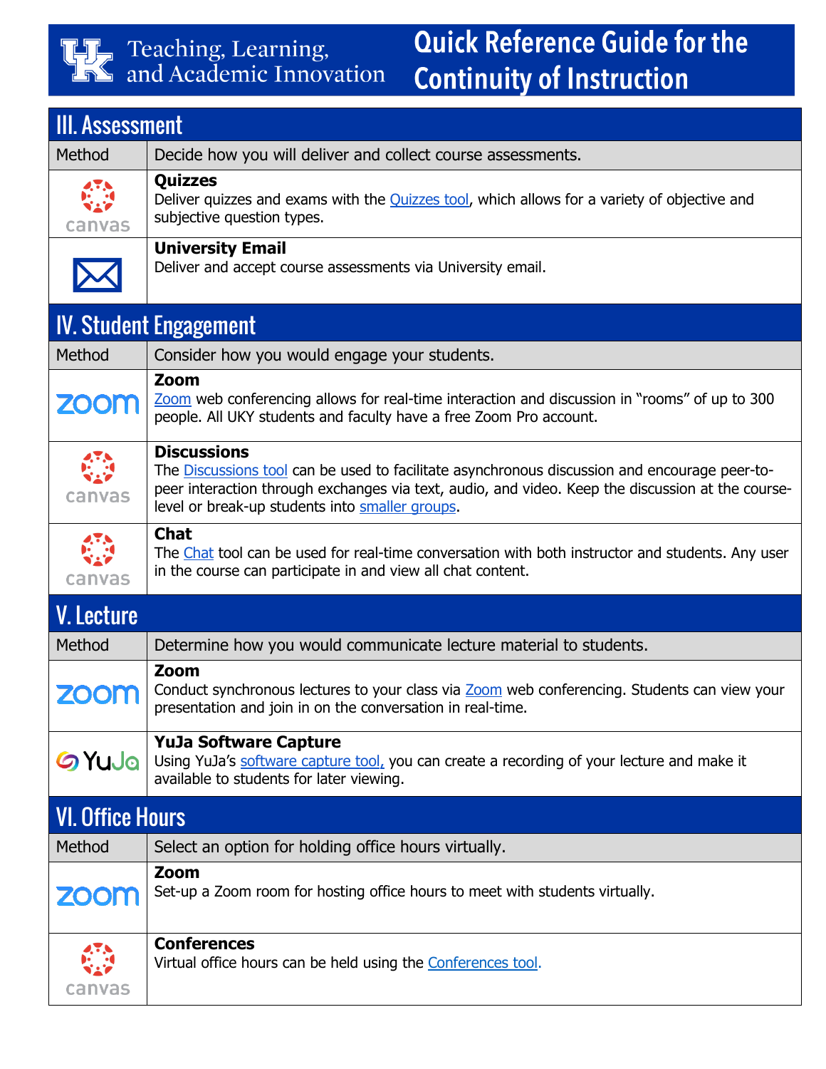# Teaching, Learning, and Academic Innovation — Quick Reference Guide for the Continuity of Instruction

## III. Assessment

| Method | Decide how you will deliver and collect course assessments. |
| --- | --- |
| canvas | **Quizzes**<br>Deliver quizzes and exams with the Quizzes tool, which allows for a variety of objective and subjective question types. |
| | **University Email**<br>Deliver and accept course assessments via University email. |

## IV. Student Engagement

| Method | Consider how you would engage your students. |
| --- | --- |
| zoom | **Zoom**<br>Zoom web conferencing allows for real-time interaction and discussion in "rooms" of up to 300 people. All UKY students and faculty have a free Zoom Pro account. |
| canvas | **Discussions**<br>The Discussions tool can be used to facilitate asynchronous discussion and encourage peer-to-peer interaction through exchanges via text, audio, and video. Keep the discussion at the course-level or break-up students into smaller groups. |
| canvas | **Chat**<br>The Chat tool can be used for real-time conversation with both instructor and students. Any user in the course can participate in and view all chat content. |

## V. Lecture

| Method | Determine how you would communicate lecture material to students. |
| --- | --- |
| zoom | **Zoom**<br>Conduct synchronous lectures to your class via Zoom web conferencing. Students can view your presentation and join in on the conversation in real-time. |
| YuJa | **YuJa Software Capture**<br>Using YuJa's software capture tool, you can create a recording of your lecture and make it available to students for later viewing. |

## VI. Office Hours

| Method | Select an option for holding office hours virtually. |
| --- | --- |
| zoom | **Zoom**<br>Set-up a Zoom room for hosting office hours to meet with students virtually. |
| canvas | **Conferences**<br>Virtual office hours can be held using the Conferences tool. |